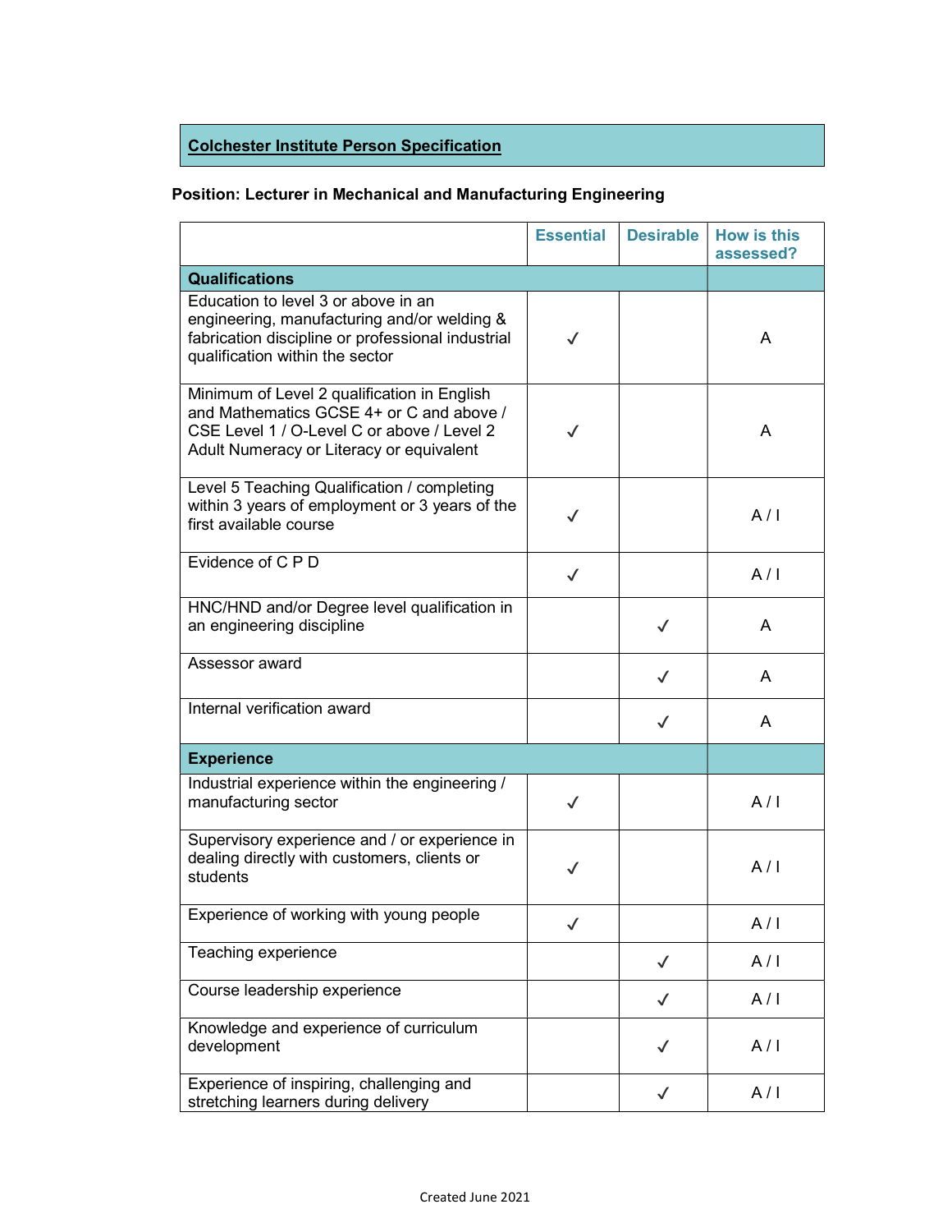## Colchester Institute Person Specification

**Position: Lecturer in Mechanical and Manufacturing Engineering**

| | Essential | Desirable | How is this assessed? |
|---|---|---|---|
| **Qualifications** | | | |
| Education to level 3 or above in an engineering, manufacturing and/or welding & fabrication discipline or professional industrial qualification within the sector | ✓ | | A |
| Minimum of Level 2 qualification in English and Mathematics GCSE 4+ or C and above / CSE Level 1 / O-Level C or above / Level 2 Adult Numeracy or Literacy or equivalent | ✓ | | A |
| Level 5 Teaching Qualification / completing within 3 years of employment or 3 years of the first available course | ✓ | | A / I |
| Evidence of C P D | ✓ | | A / I |
| HNC/HND and/or Degree level qualification in an engineering discipline | | ✓ | A |
| Assessor award | | ✓ | A |
| Internal verification award | | ✓ | A |
| **Experience** | | | |
| Industrial experience within the engineering / manufacturing sector | ✓ | | A / I |
| Supervisory experience and / or experience in dealing directly with customers, clients or students | ✓ | | A / I |
| Experience of working with young people | ✓ | | A / I |
| Teaching experience | | ✓ | A / I |
| Course leadership experience | | ✓ | A / I |
| Knowledge and experience of curriculum development | | ✓ | A / I |
| Experience of inspiring, challenging and stretching learners during delivery | | ✓ | A / I |

Created June 2021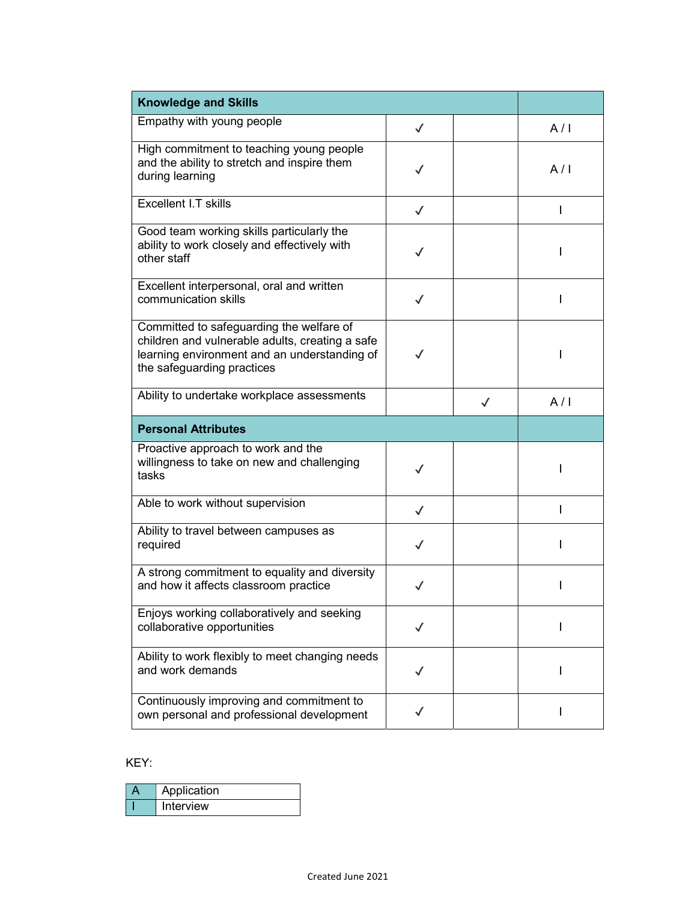| **Knowledge and Skills** | | | |
|---|---|---|---|
| Empathy with young people | ✓ | | A / I |
| High commitment to teaching young people and the ability to stretch and inspire them during learning | ✓ | | A / I |
| Excellent I.T skills | ✓ | | I |
| Good team working skills particularly the ability to work closely and effectively with other staff | ✓ | | I |
| Excellent interpersonal, oral and written communication skills | ✓ | | I |
| Committed to safeguarding the welfare of children and vulnerable adults, creating a safe learning environment and an understanding of the safeguarding practices | ✓ | | I |
| Ability to undertake workplace assessments | | ✓ | A / I |
| **Personal Attributes** | | | |
| Proactive approach to work and the willingness to take on new and challenging tasks | ✓ | | I |
| Able to work without supervision | ✓ | | I |
| Ability to travel between campuses as required | ✓ | | I |
| A strong commitment to equality and diversity and how it affects classroom practice | ✓ | | I |
| Enjoys working collaboratively and seeking collaborative opportunities | ✓ | | I |
| Ability to work flexibly to meet changing needs and work demands | ✓ | | I |
| Continuously improving and commitment to own personal and professional development | ✓ | | I |

KEY:

| A | Application |
|---|---|
| I | Interview |

Created June 2021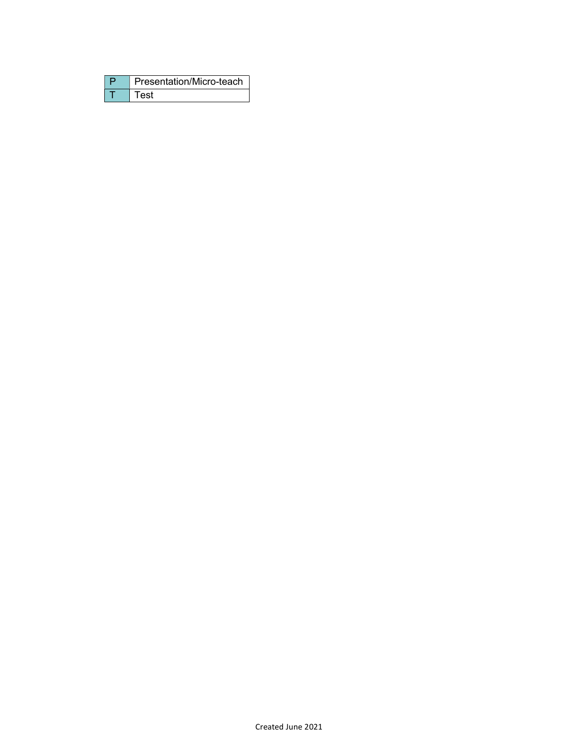| | |
|---|---|
| P | Presentation/Micro-teach |
| T | Test |

Created June 2021